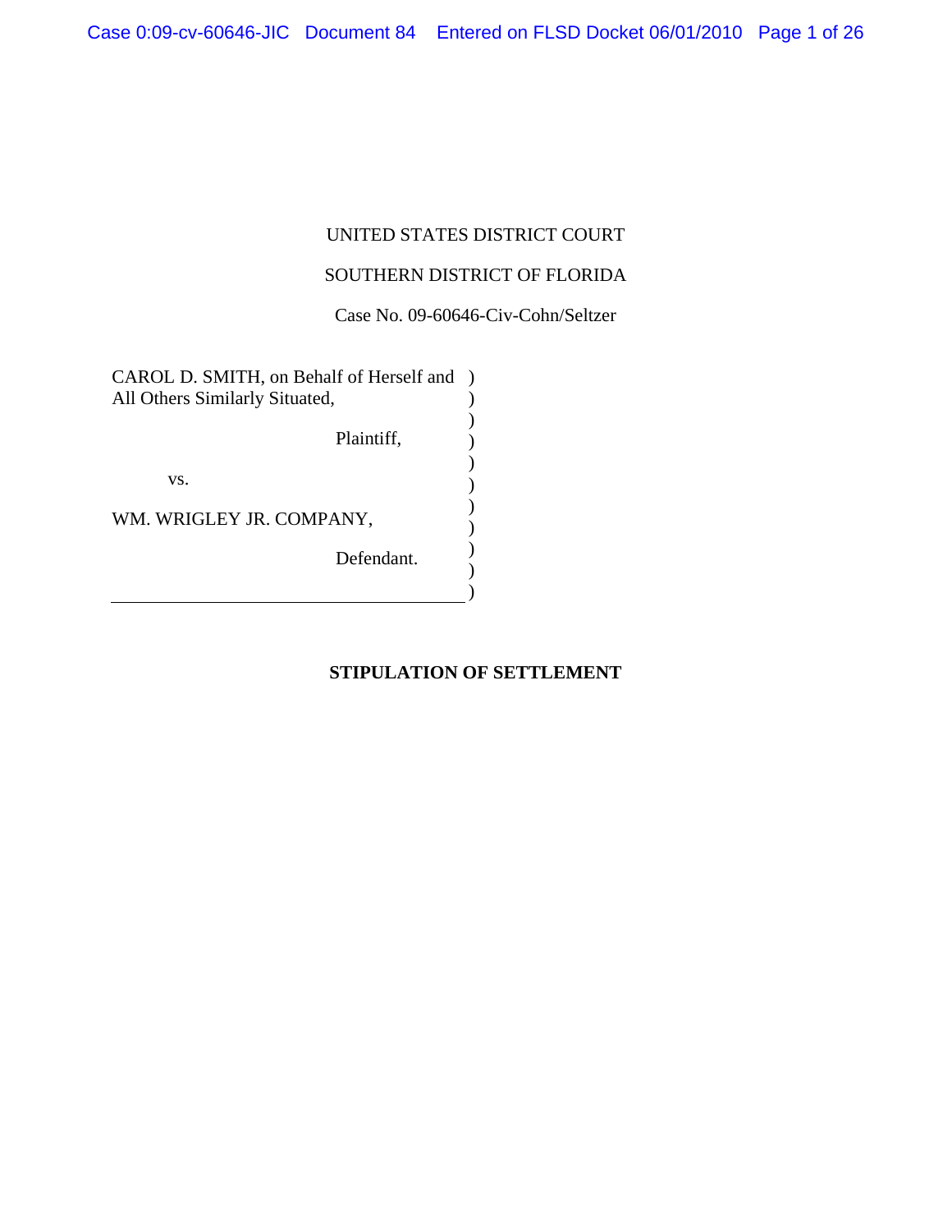UNITED STATES DISTRICT COURT

SOUTHERN DISTRICT OF FLORIDA

Case No. 09-60646-Civ-Cohn/Seltzer

CAROL D. SMITH, on Behalf of Herself and All Others Similarly Situated,

Plaintiff,

vs.

WM. WRIGLEY JR. COMPANY,

Defendant.

**STIPULATION OF SETTLEMENT**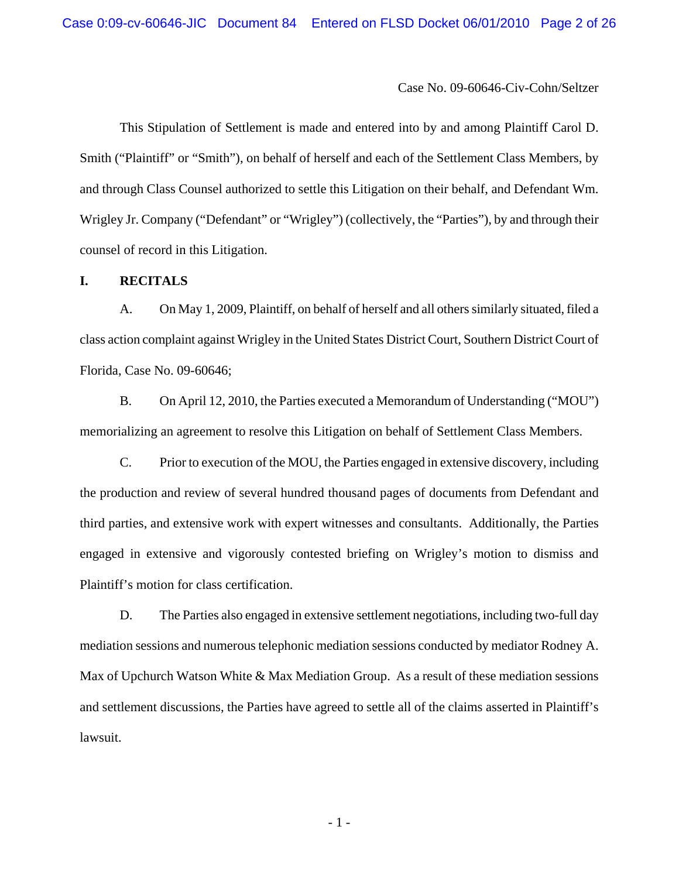Case No. 09-60646-Civ-Cohn/Seltzer

This Stipulation of Settlement is made and entered into by and among Plaintiff Carol D. Smith ("Plaintiff" or "Smith"), on behalf of herself and each of the Settlement Class Members, by and through Class Counsel authorized to settle this Litigation on their behalf, and Defendant Wm. Wrigley Jr. Company ("Defendant" or "Wrigley") (collectively, the "Parties"), by and through their counsel of record in this Litigation.

## I. RECITALS

A. On May 1, 2009, Plaintiff, on behalf of herself and all others similarly situated, filed a class action complaint against Wrigley in the United States District Court, Southern District Court of Florida, Case No. 09-60646;

B. On April 12, 2010, the Parties executed a Memorandum of Understanding ("MOU") memorializing an agreement to resolve this Litigation on behalf of Settlement Class Members.

C. Prior to execution of the MOU, the Parties engaged in extensive discovery, including the production and review of several hundred thousand pages of documents from Defendant and third parties, and extensive work with expert witnesses and consultants. Additionally, the Parties engaged in extensive and vigorously contested briefing on Wrigley's motion to dismiss and Plaintiff's motion for class certification.

D. The Parties also engaged in extensive settlement negotiations, including two-full day mediation sessions and numerous telephonic mediation sessions conducted by mediator Rodney A. Max of Upchurch Watson White & Max Mediation Group. As a result of these mediation sessions and settlement discussions, the Parties have agreed to settle all of the claims asserted in Plaintiff's lawsuit.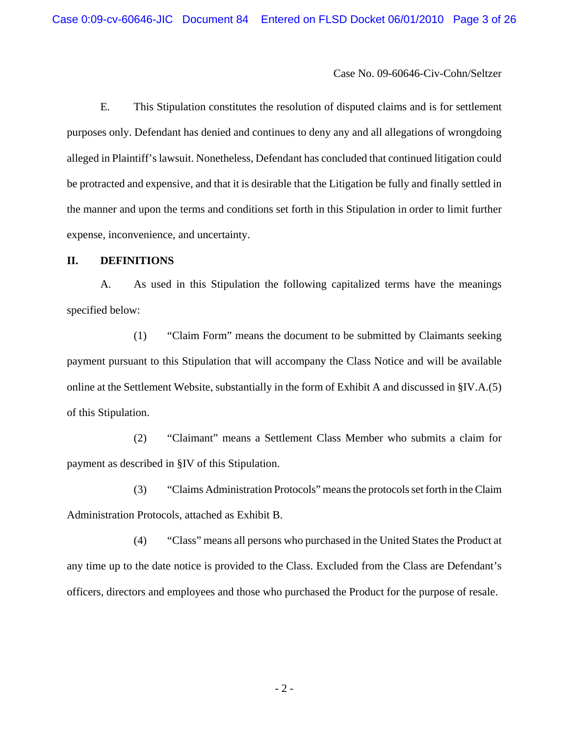Case No. 09-60646-Civ-Cohn/Seltzer

E. This Stipulation constitutes the resolution of disputed claims and is for settlement purposes only. Defendant has denied and continues to deny any and all allegations of wrongdoing alleged in Plaintiff's lawsuit. Nonetheless, Defendant has concluded that continued litigation could be protracted and expensive, and that it is desirable that the Litigation be fully and finally settled in the manner and upon the terms and conditions set forth in this Stipulation in order to limit further expense, inconvenience, and uncertainty.

## II. DEFINITIONS

A. As used in this Stipulation the following capitalized terms have the meanings specified below:

(1) "Claim Form" means the document to be submitted by Claimants seeking payment pursuant to this Stipulation that will accompany the Class Notice and will be available online at the Settlement Website, substantially in the form of Exhibit A and discussed in §IV.A.(5) of this Stipulation.

(2) "Claimant" means a Settlement Class Member who submits a claim for payment as described in §IV of this Stipulation.

(3) "Claims Administration Protocols" means the protocols set forth in the Claim Administration Protocols, attached as Exhibit B.

(4) "Class" means all persons who purchased in the United States the Product at any time up to the date notice is provided to the Class. Excluded from the Class are Defendant's officers, directors and employees and those who purchased the Product for the purpose of resale.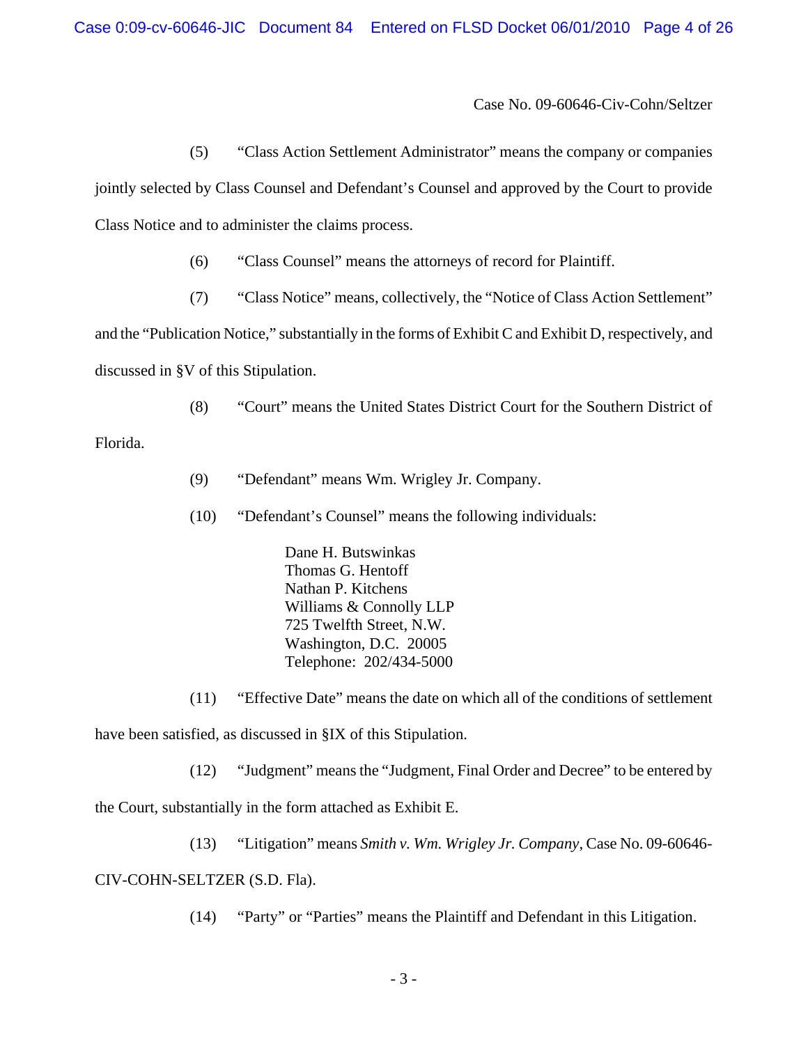Case No. 09-60646-Civ-Cohn/Seltzer

(5) "Class Action Settlement Administrator" means the company or companies jointly selected by Class Counsel and Defendant's Counsel and approved by the Court to provide Class Notice and to administer the claims process.

(6) "Class Counsel" means the attorneys of record for Plaintiff.

(7) "Class Notice" means, collectively, the "Notice of Class Action Settlement" and the "Publication Notice," substantially in the forms of Exhibit C and Exhibit D, respectively, and discussed in §V of this Stipulation.

(8) "Court" means the United States District Court for the Southern District of Florida.

(9) "Defendant" means Wm. Wrigley Jr. Company.

(10) "Defendant's Counsel" means the following individuals:

> Dane H. Butswinkas
> Thomas G. Hentoff
> Nathan P. Kitchens
> Williams & Connolly LLP
> 725 Twelfth Street, N.W.
> Washington, D.C. 20005
> Telephone: 202/434-5000

(11) "Effective Date" means the date on which all of the conditions of settlement have been satisfied, as discussed in §IX of this Stipulation.

(12) "Judgment" means the "Judgment, Final Order and Decree" to be entered by the Court, substantially in the form attached as Exhibit E.

(13) "Litigation" means *Smith v. Wm. Wrigley Jr. Company*, Case No. 09-60646-CIV-COHN-SELTZER (S.D. Fla).

(14) "Party" or "Parties" means the Plaintiff and Defendant in this Litigation.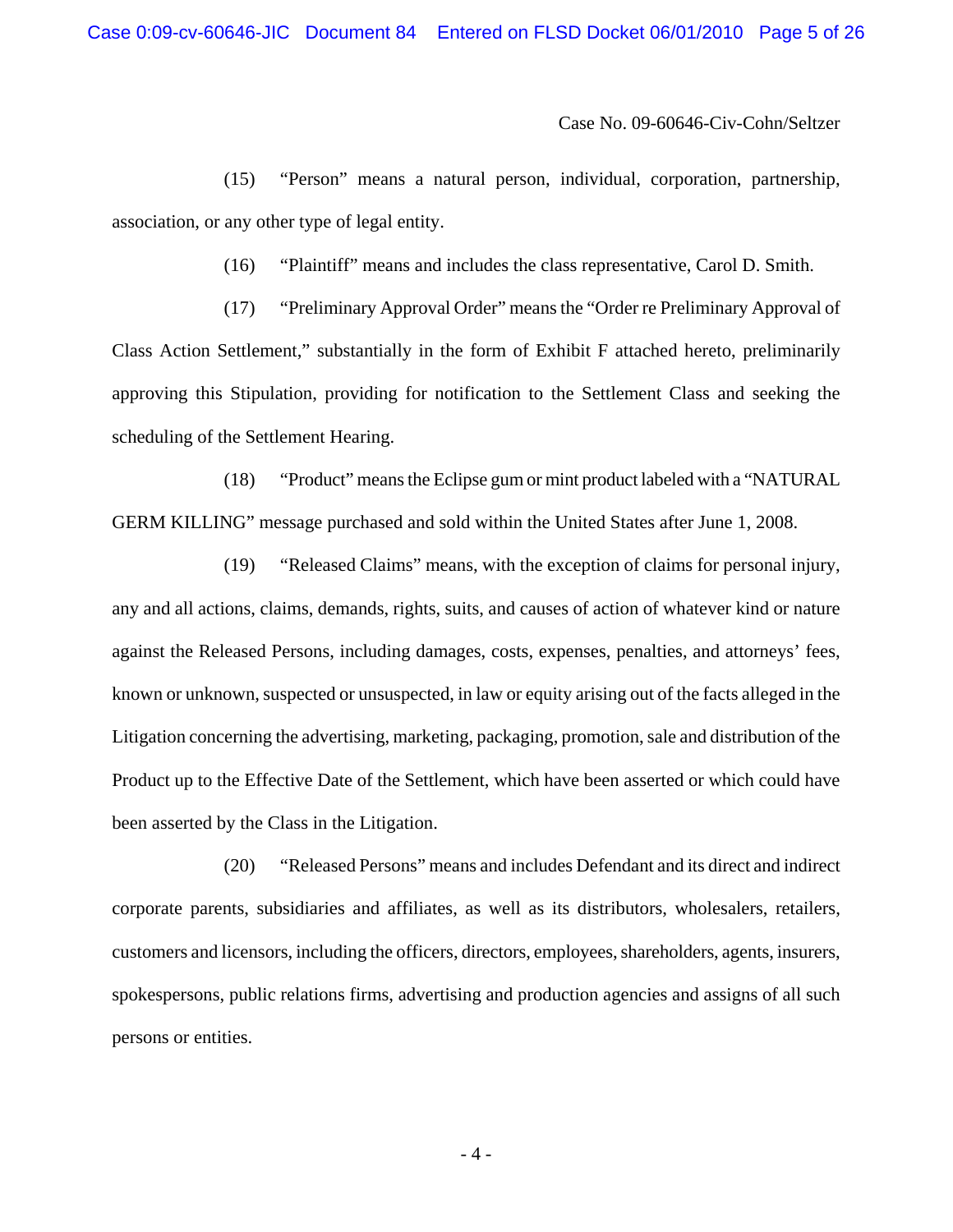(15) "Person" means a natural person, individual, corporation, partnership, association, or any other type of legal entity.

(16) "Plaintiff" means and includes the class representative, Carol D. Smith.

(17) "Preliminary Approval Order" means the "Order re Preliminary Approval of Class Action Settlement," substantially in the form of Exhibit F attached hereto, preliminarily approving this Stipulation, providing for notification to the Settlement Class and seeking the scheduling of the Settlement Hearing.

(18) "Product" means the Eclipse gum or mint product labeled with a "NATURAL GERM KILLING" message purchased and sold within the United States after June 1, 2008.

(19) "Released Claims" means, with the exception of claims for personal injury, any and all actions, claims, demands, rights, suits, and causes of action of whatever kind or nature against the Released Persons, including damages, costs, expenses, penalties, and attorneys' fees, known or unknown, suspected or unsuspected, in law or equity arising out of the facts alleged in the Litigation concerning the advertising, marketing, packaging, promotion, sale and distribution of the Product up to the Effective Date of the Settlement, which have been asserted or which could have been asserted by the Class in the Litigation.

(20) "Released Persons" means and includes Defendant and its direct and indirect corporate parents, subsidiaries and affiliates, as well as its distributors, wholesalers, retailers, customers and licensors, including the officers, directors, employees, shareholders, agents, insurers, spokespersons, public relations firms, advertising and production agencies and assigns of all such persons or entities.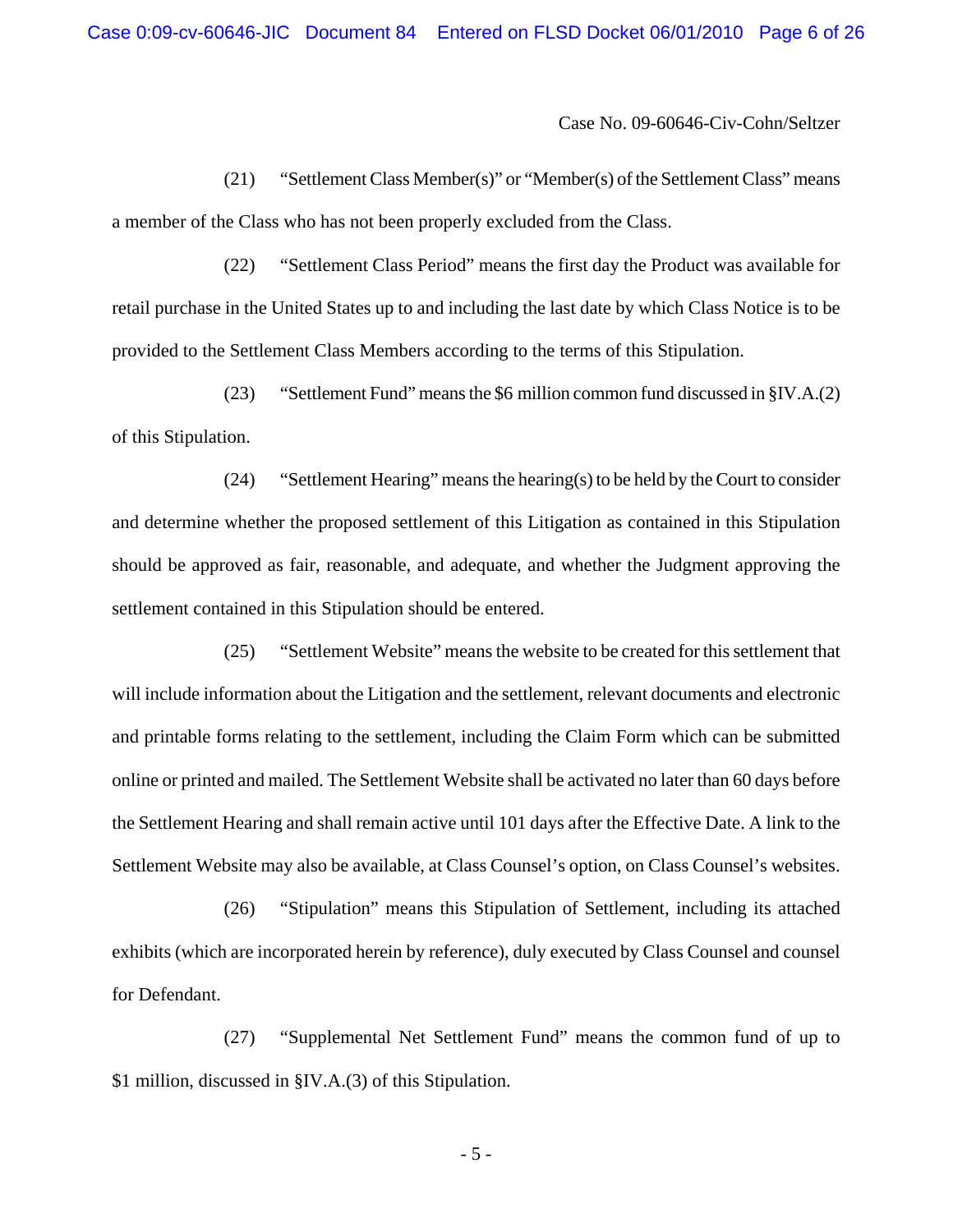Case No. 09-60646-Civ-Cohn/Seltzer

(21) "Settlement Class Member(s)" or "Member(s) of the Settlement Class" means a member of the Class who has not been properly excluded from the Class.

(22) "Settlement Class Period" means the first day the Product was available for retail purchase in the United States up to and including the last date by which Class Notice is to be provided to the Settlement Class Members according to the terms of this Stipulation.

(23) "Settlement Fund" means the $6 million common fund discussed in §IV.A.(2) of this Stipulation.

(24) "Settlement Hearing" means the hearing(s) to be held by the Court to consider and determine whether the proposed settlement of this Litigation as contained in this Stipulation should be approved as fair, reasonable, and adequate, and whether the Judgment approving the settlement contained in this Stipulation should be entered.

(25) "Settlement Website" means the website to be created for this settlement that will include information about the Litigation and the settlement, relevant documents and electronic and printable forms relating to the settlement, including the Claim Form which can be submitted online or printed and mailed. The Settlement Website shall be activated no later than 60 days before the Settlement Hearing and shall remain active until 101 days after the Effective Date. A link to the Settlement Website may also be available, at Class Counsel's option, on Class Counsel's websites.

(26) "Stipulation" means this Stipulation of Settlement, including its attached exhibits (which are incorporated herein by reference), duly executed by Class Counsel and counsel for Defendant.

(27) "Supplemental Net Settlement Fund" means the common fund of up to $1 million, discussed in §IV.A.(3) of this Stipulation.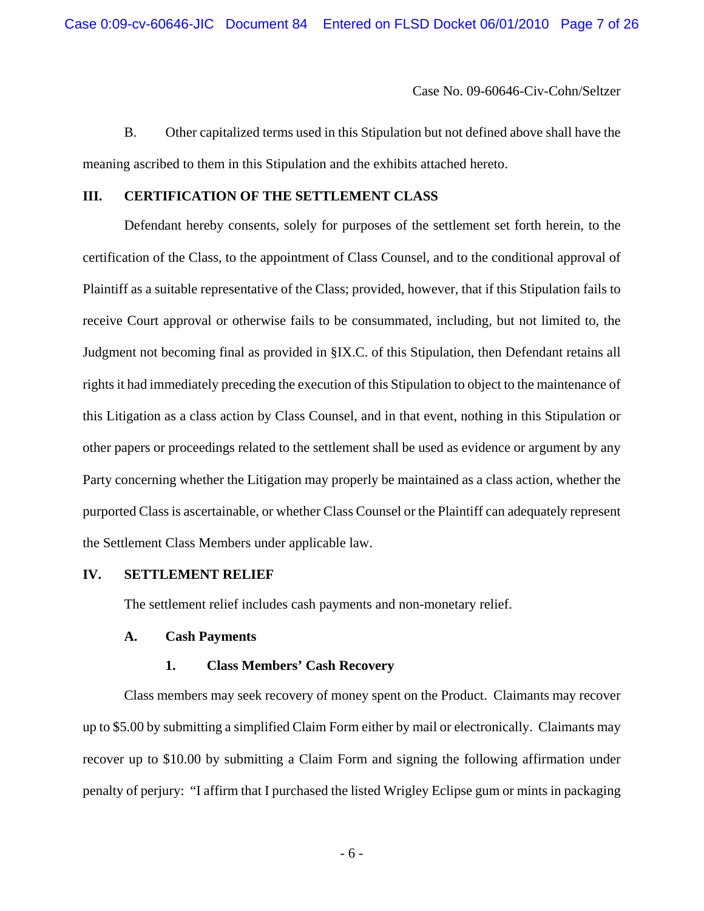B. Other capitalized terms used in this Stipulation but not defined above shall have the meaning ascribed to them in this Stipulation and the exhibits attached hereto.

## III. CERTIFICATION OF THE SETTLEMENT CLASS

Defendant hereby consents, solely for purposes of the settlement set forth herein, to the certification of the Class, to the appointment of Class Counsel, and to the conditional approval of Plaintiff as a suitable representative of the Class; provided, however, that if this Stipulation fails to receive Court approval or otherwise fails to be consummated, including, but not limited to, the Judgment not becoming final as provided in §IX.C. of this Stipulation, then Defendant retains all rights it had immediately preceding the execution of this Stipulation to object to the maintenance of this Litigation as a class action by Class Counsel, and in that event, nothing in this Stipulation or other papers or proceedings related to the settlement shall be used as evidence or argument by any Party concerning whether the Litigation may properly be maintained as a class action, whether the purported Class is ascertainable, or whether Class Counsel or the Plaintiff can adequately represent the Settlement Class Members under applicable law.

## IV. SETTLEMENT RELIEF

The settlement relief includes cash payments and non-monetary relief.

### A. Cash Payments

#### 1. Class Members' Cash Recovery

Class members may seek recovery of money spent on the Product. Claimants may recover up to $5.00 by submitting a simplified Claim Form either by mail or electronically. Claimants may recover up to $10.00 by submitting a Claim Form and signing the following affirmation under penalty of perjury: "I affirm that I purchased the listed Wrigley Eclipse gum or mints in packaging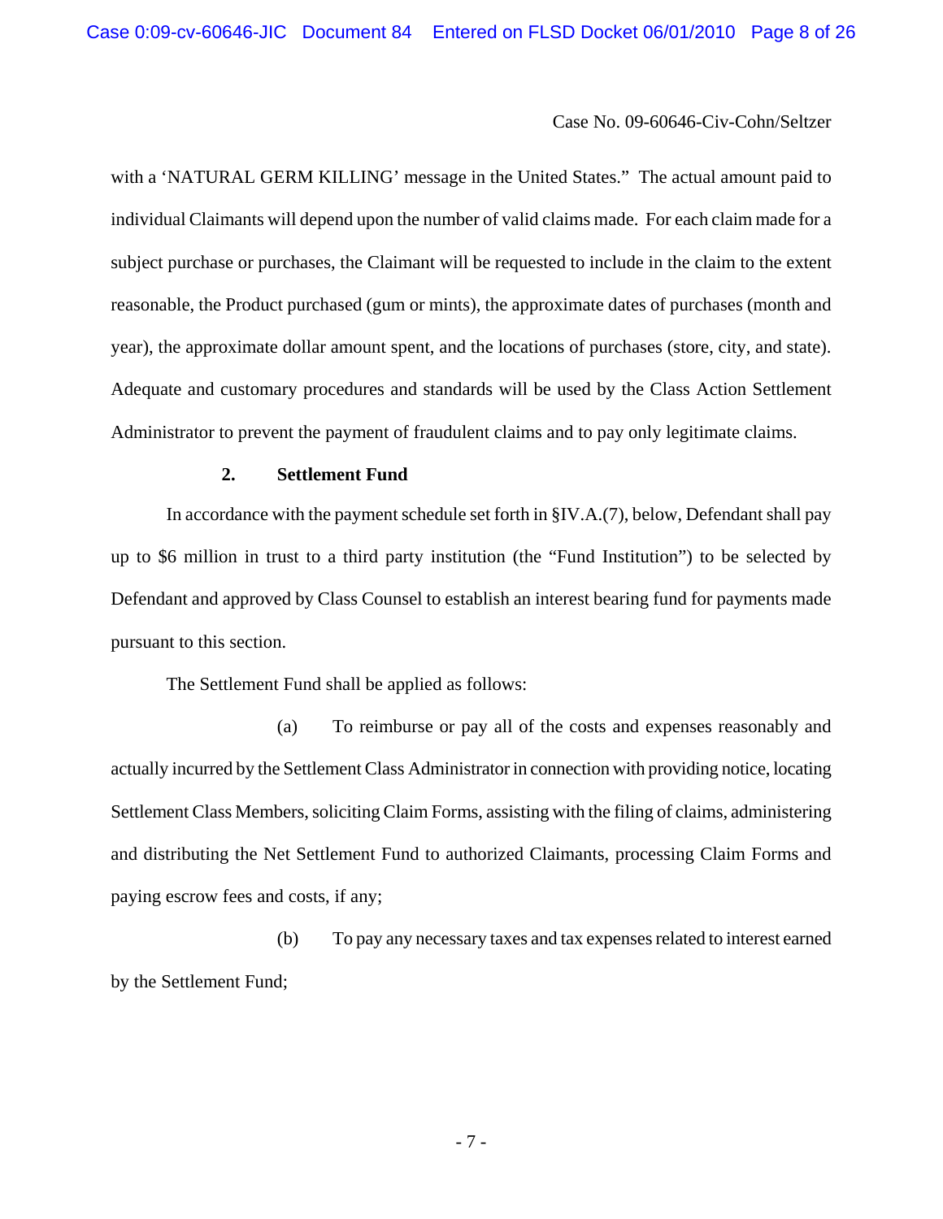with a 'NATURAL GERM KILLING' message in the United States." The actual amount paid to individual Claimants will depend upon the number of valid claims made. For each claim made for a subject purchase or purchases, the Claimant will be requested to include in the claim to the extent reasonable, the Product purchased (gum or mints), the approximate dates of purchases (month and year), the approximate dollar amount spent, and the locations of purchases (store, city, and state). Adequate and customary procedures and standards will be used by the Class Action Settlement Administrator to prevent the payment of fraudulent claims and to pay only legitimate claims.

**2. Settlement Fund**

In accordance with the payment schedule set forth in §IV.A.(7), below, Defendant shall pay up to $6 million in trust to a third party institution (the "Fund Institution") to be selected by Defendant and approved by Class Counsel to establish an interest bearing fund for payments made pursuant to this section.

The Settlement Fund shall be applied as follows:

(a) To reimburse or pay all of the costs and expenses reasonably and actually incurred by the Settlement Class Administrator in connection with providing notice, locating Settlement Class Members, soliciting Claim Forms, assisting with the filing of claims, administering and distributing the Net Settlement Fund to authorized Claimants, processing Claim Forms and paying escrow fees and costs, if any;

(b) To pay any necessary taxes and tax expenses related to interest earned by the Settlement Fund;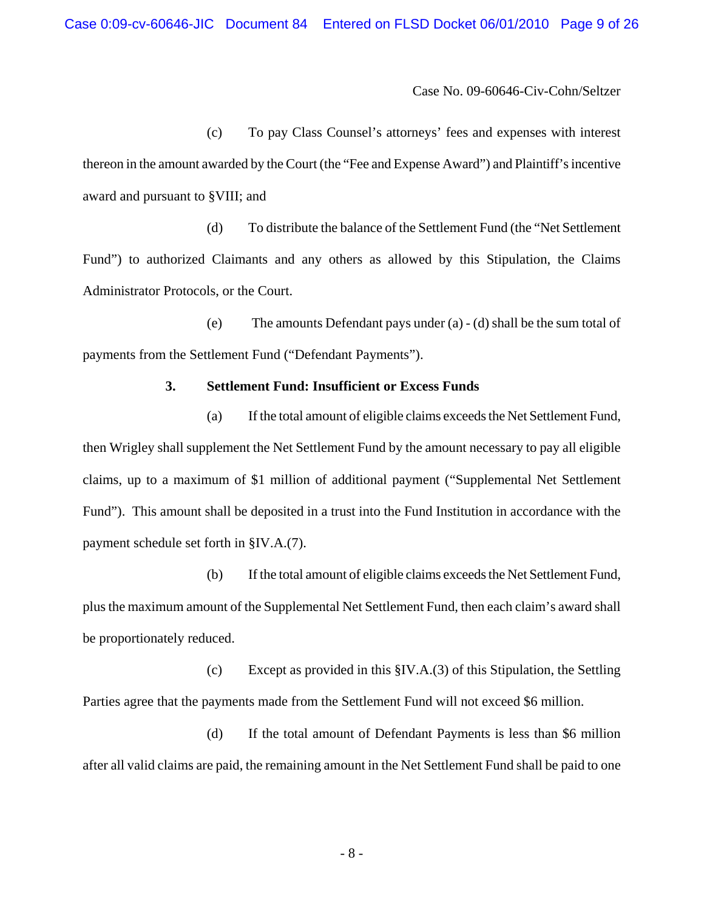(c) To pay Class Counsel's attorneys' fees and expenses with interest thereon in the amount awarded by the Court (the "Fee and Expense Award") and Plaintiff's incentive award and pursuant to §VIII; and

(d) To distribute the balance of the Settlement Fund (the "Net Settlement Fund") to authorized Claimants and any others as allowed by this Stipulation, the Claims Administrator Protocols, or the Court.

(e) The amounts Defendant pays under (a) - (d) shall be the sum total of payments from the Settlement Fund ("Defendant Payments").

**3. Settlement Fund: Insufficient or Excess Funds**

(a) If the total amount of eligible claims exceeds the Net Settlement Fund, then Wrigley shall supplement the Net Settlement Fund by the amount necessary to pay all eligible claims, up to a maximum of $1 million of additional payment ("Supplemental Net Settlement Fund"). This amount shall be deposited in a trust into the Fund Institution in accordance with the payment schedule set forth in §IV.A.(7).

(b) If the total amount of eligible claims exceeds the Net Settlement Fund, plus the maximum amount of the Supplemental Net Settlement Fund, then each claim's award shall be proportionately reduced.

(c) Except as provided in this §IV.A.(3) of this Stipulation, the Settling Parties agree that the payments made from the Settlement Fund will not exceed $6 million.

(d) If the total amount of Defendant Payments is less than $6 million after all valid claims are paid, the remaining amount in the Net Settlement Fund shall be paid to one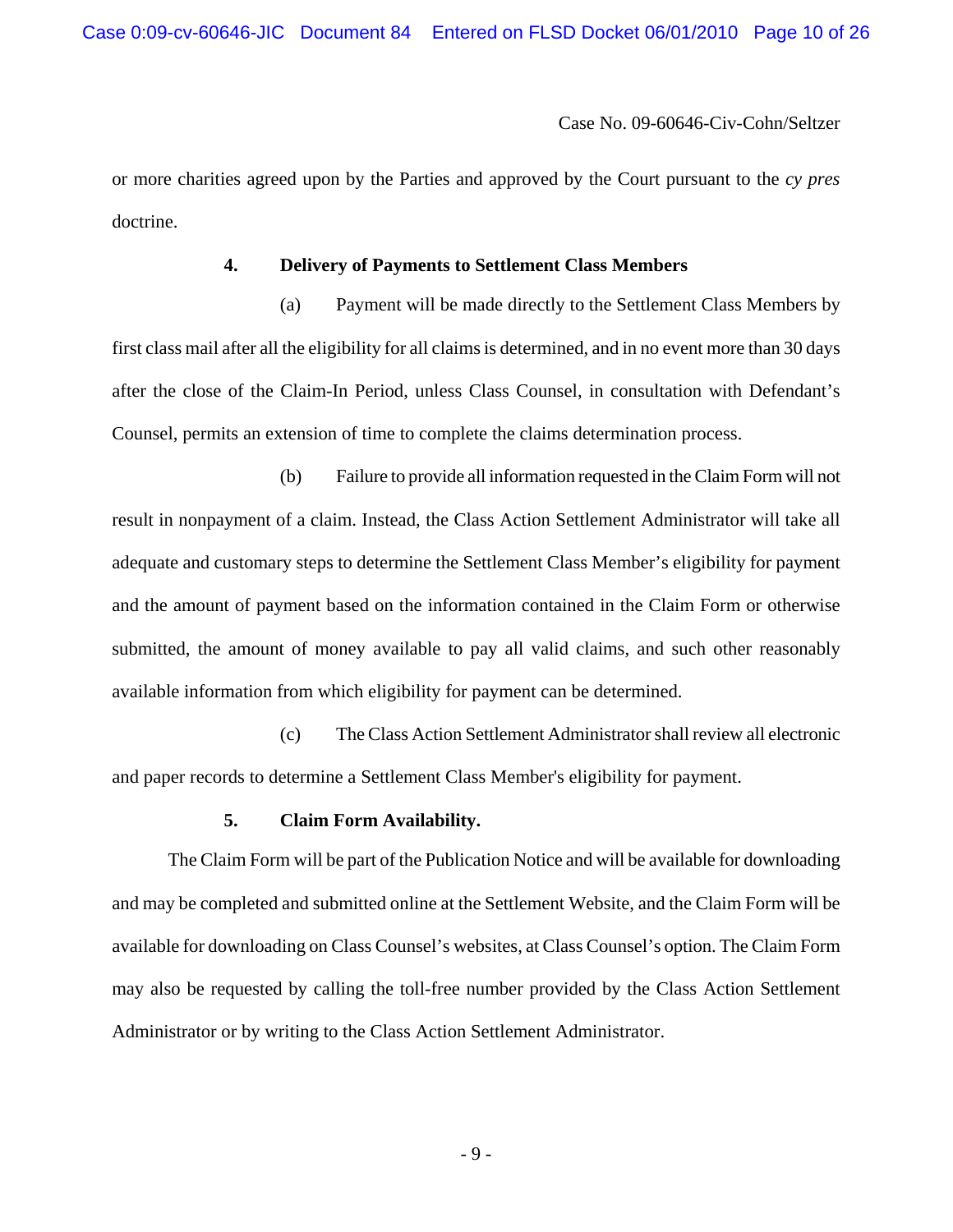or more charities agreed upon by the Parties and approved by the Court pursuant to the *cy pres* doctrine.

**4. Delivery of Payments to Settlement Class Members**

(a) Payment will be made directly to the Settlement Class Members by first class mail after all the eligibility for all claims is determined, and in no event more than 30 days after the close of the Claim-In Period, unless Class Counsel, in consultation with Defendant's Counsel, permits an extension of time to complete the claims determination process.

(b) Failure to provide all information requested in the Claim Form will not result in nonpayment of a claim. Instead, the Class Action Settlement Administrator will take all adequate and customary steps to determine the Settlement Class Member's eligibility for payment and the amount of payment based on the information contained in the Claim Form or otherwise submitted, the amount of money available to pay all valid claims, and such other reasonably available information from which eligibility for payment can be determined.

(c) The Class Action Settlement Administrator shall review all electronic and paper records to determine a Settlement Class Member's eligibility for payment.

**5. Claim Form Availability.**

The Claim Form will be part of the Publication Notice and will be available for downloading and may be completed and submitted online at the Settlement Website, and the Claim Form will be available for downloading on Class Counsel's websites, at Class Counsel's option. The Claim Form may also be requested by calling the toll-free number provided by the Class Action Settlement Administrator or by writing to the Class Action Settlement Administrator.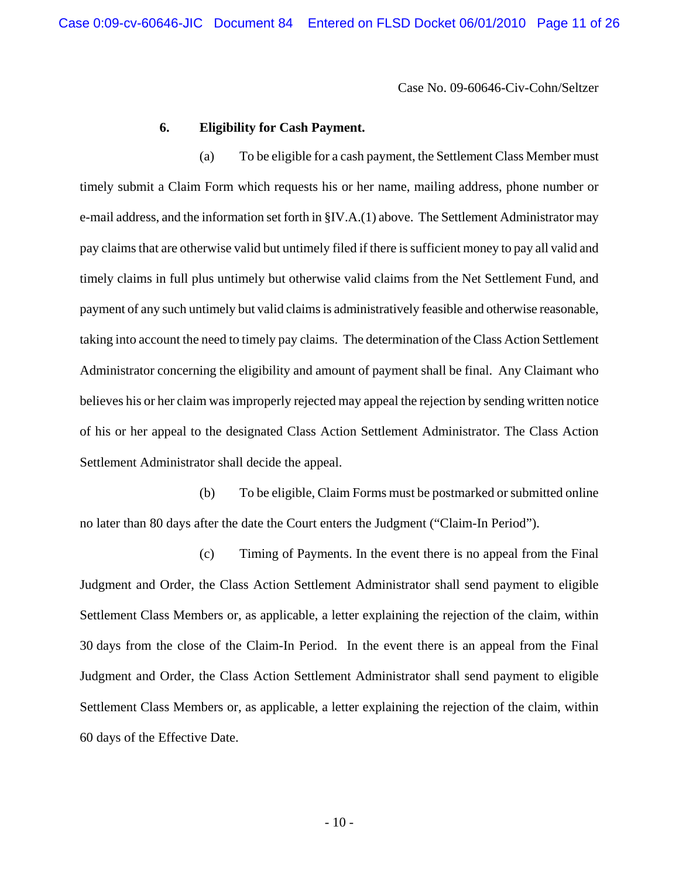**6. Eligibility for Cash Payment.**

(a) To be eligible for a cash payment, the Settlement Class Member must timely submit a Claim Form which requests his or her name, mailing address, phone number or e-mail address, and the information set forth in §IV.A.(1) above. The Settlement Administrator may pay claims that are otherwise valid but untimely filed if there is sufficient money to pay all valid and timely claims in full plus untimely but otherwise valid claims from the Net Settlement Fund, and payment of any such untimely but valid claims is administratively feasible and otherwise reasonable, taking into account the need to timely pay claims. The determination of the Class Action Settlement Administrator concerning the eligibility and amount of payment shall be final. Any Claimant who believes his or her claim was improperly rejected may appeal the rejection by sending written notice of his or her appeal to the designated Class Action Settlement Administrator. The Class Action Settlement Administrator shall decide the appeal.

(b) To be eligible, Claim Forms must be postmarked or submitted online no later than 80 days after the date the Court enters the Judgment ("Claim-In Period").

(c) Timing of Payments. In the event there is no appeal from the Final Judgment and Order, the Class Action Settlement Administrator shall send payment to eligible Settlement Class Members or, as applicable, a letter explaining the rejection of the claim, within 30 days from the close of the Claim-In Period. In the event there is an appeal from the Final Judgment and Order, the Class Action Settlement Administrator shall send payment to eligible Settlement Class Members or, as applicable, a letter explaining the rejection of the claim, within 60 days of the Effective Date.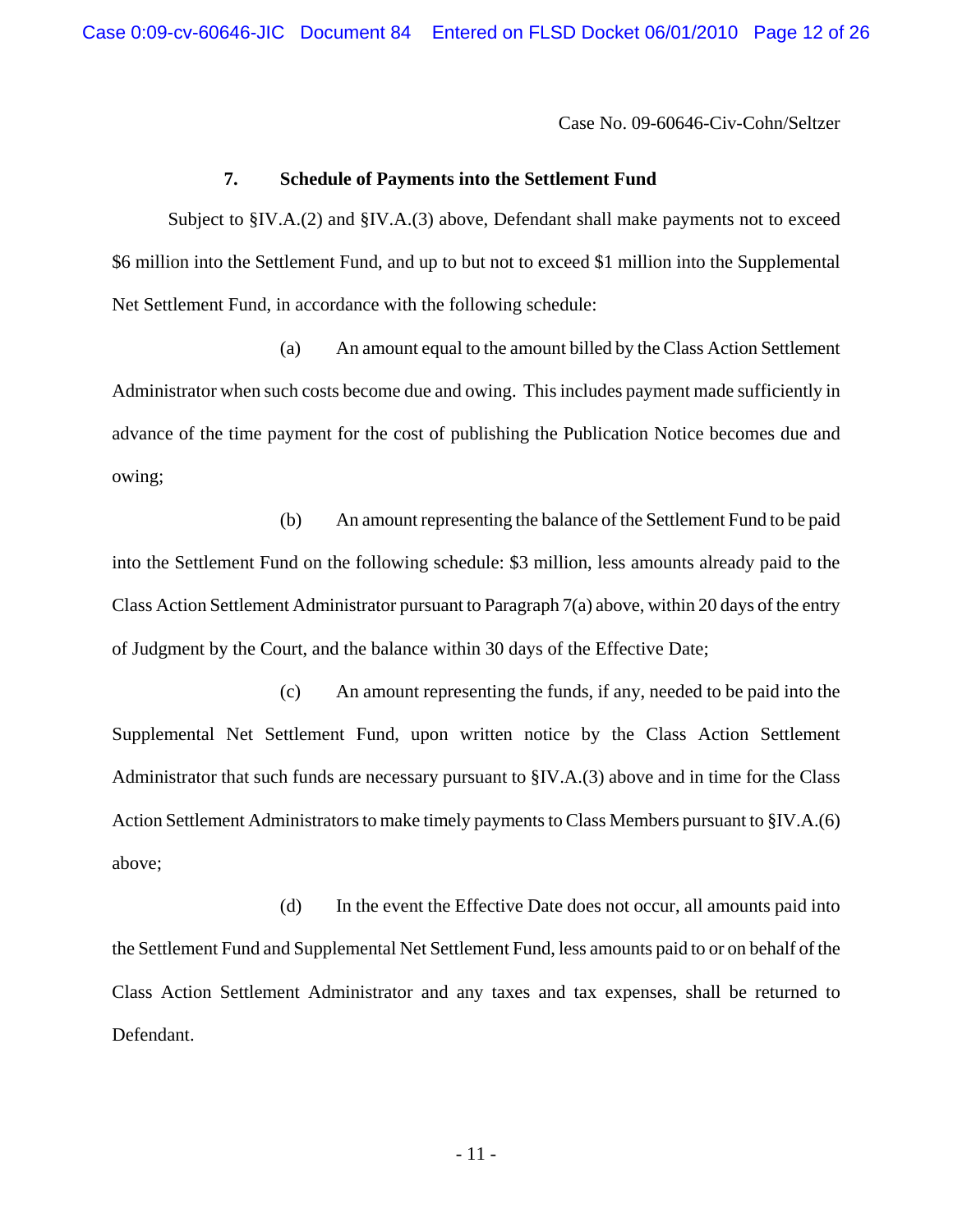Case No. 09-60646-Civ-Cohn/Seltzer

**7. Schedule of Payments into the Settlement Fund**

Subject to §IV.A.(2) and §IV.A.(3) above, Defendant shall make payments not to exceed $6 million into the Settlement Fund, and up to but not to exceed $1 million into the Supplemental Net Settlement Fund, in accordance with the following schedule:

(a) An amount equal to the amount billed by the Class Action Settlement Administrator when such costs become due and owing. This includes payment made sufficiently in advance of the time payment for the cost of publishing the Publication Notice becomes due and owing;

(b) An amount representing the balance of the Settlement Fund to be paid into the Settlement Fund on the following schedule: $3 million, less amounts already paid to the Class Action Settlement Administrator pursuant to Paragraph 7(a) above, within 20 days of the entry of Judgment by the Court, and the balance within 30 days of the Effective Date;

(c) An amount representing the funds, if any, needed to be paid into the Supplemental Net Settlement Fund, upon written notice by the Class Action Settlement Administrator that such funds are necessary pursuant to §IV.A.(3) above and in time for the Class Action Settlement Administrators to make timely payments to Class Members pursuant to §IV.A.(6) above;

(d) In the event the Effective Date does not occur, all amounts paid into the Settlement Fund and Supplemental Net Settlement Fund, less amounts paid to or on behalf of the Class Action Settlement Administrator and any taxes and tax expenses, shall be returned to Defendant.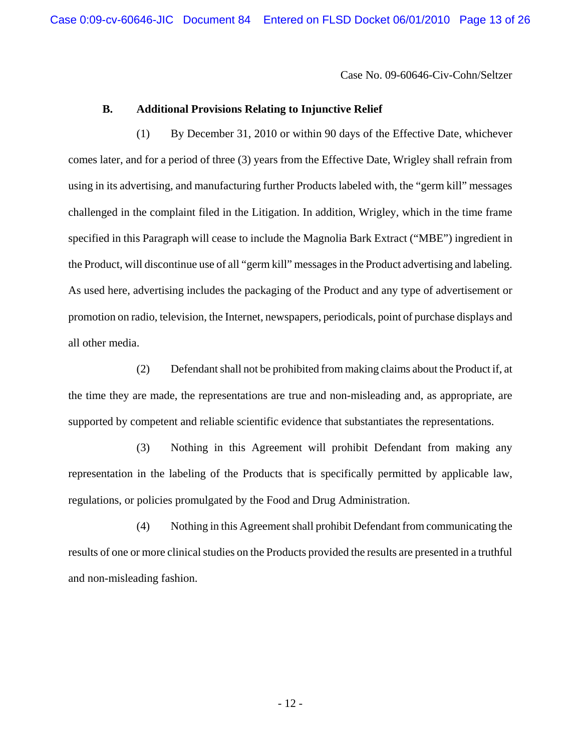Case No. 09-60646-Civ-Cohn/Seltzer

## B. Additional Provisions Relating to Injunctive Relief

(1) By December 31, 2010 or within 90 days of the Effective Date, whichever comes later, and for a period of three (3) years from the Effective Date, Wrigley shall refrain from using in its advertising, and manufacturing further Products labeled with, the "germ kill" messages challenged in the complaint filed in the Litigation. In addition, Wrigley, which in the time frame specified in this Paragraph will cease to include the Magnolia Bark Extract ("MBE") ingredient in the Product, will discontinue use of all "germ kill" messages in the Product advertising and labeling. As used here, advertising includes the packaging of the Product and any type of advertisement or promotion on radio, television, the Internet, newspapers, periodicals, point of purchase displays and all other media.

(2) Defendant shall not be prohibited from making claims about the Product if, at the time they are made, the representations are true and non-misleading and, as appropriate, are supported by competent and reliable scientific evidence that substantiates the representations.

(3) Nothing in this Agreement will prohibit Defendant from making any representation in the labeling of the Products that is specifically permitted by applicable law, regulations, or policies promulgated by the Food and Drug Administration.

(4) Nothing in this Agreement shall prohibit Defendant from communicating the results of one or more clinical studies on the Products provided the results are presented in a truthful and non-misleading fashion.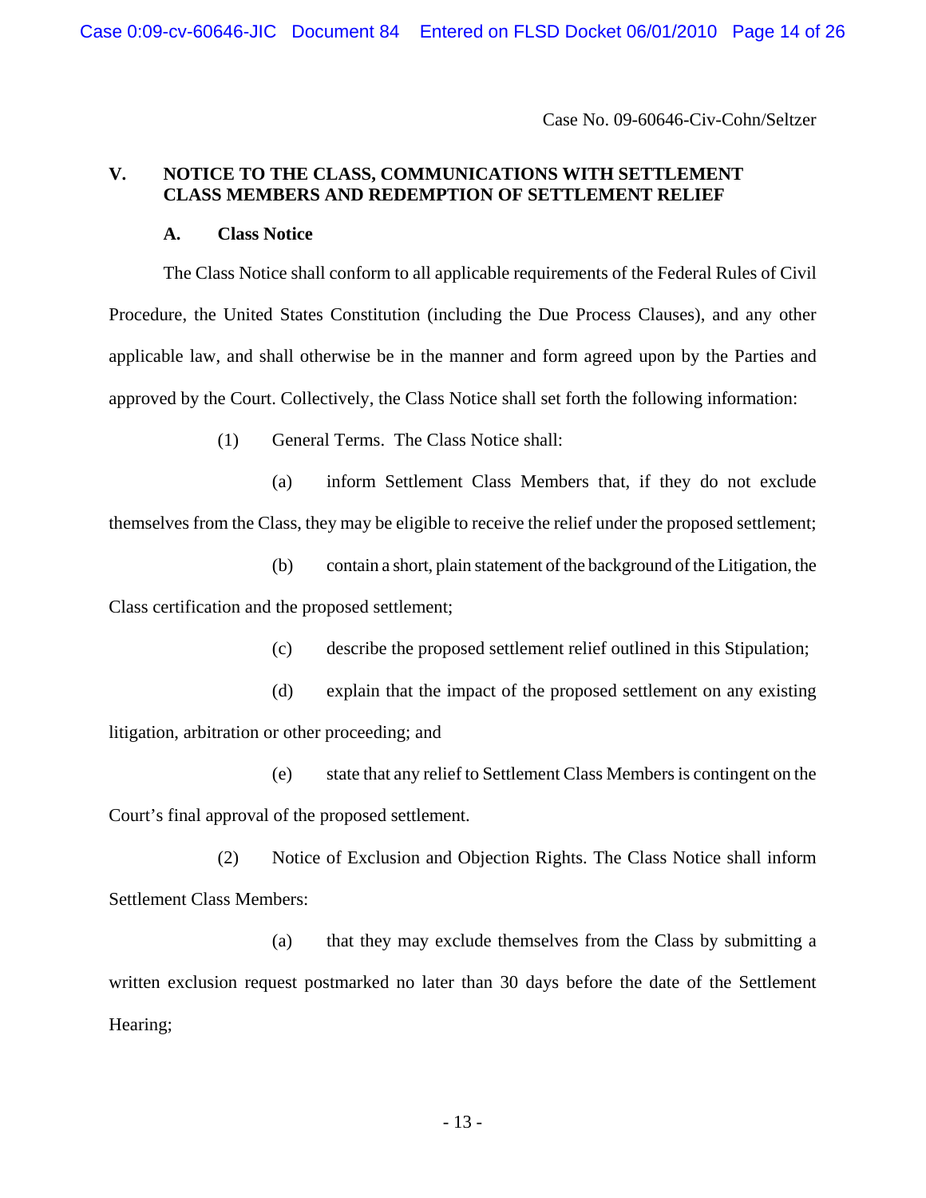Case No. 09-60646-Civ-Cohn/Seltzer

## V. NOTICE TO THE CLASS, COMMUNICATIONS WITH SETTLEMENT CLASS MEMBERS AND REDEMPTION OF SETTLEMENT RELIEF

### A. Class Notice

The Class Notice shall conform to all applicable requirements of the Federal Rules of Civil Procedure, the United States Constitution (including the Due Process Clauses), and any other applicable law, and shall otherwise be in the manner and form agreed upon by the Parties and approved by the Court. Collectively, the Class Notice shall set forth the following information:

(1) General Terms. The Class Notice shall:

(a) inform Settlement Class Members that, if they do not exclude themselves from the Class, they may be eligible to receive the relief under the proposed settlement;

(b) contain a short, plain statement of the background of the Litigation, the Class certification and the proposed settlement;

(c) describe the proposed settlement relief outlined in this Stipulation;

(d) explain that the impact of the proposed settlement on any existing litigation, arbitration or other proceeding; and

(e) state that any relief to Settlement Class Members is contingent on the Court's final approval of the proposed settlement.

(2) Notice of Exclusion and Objection Rights. The Class Notice shall inform Settlement Class Members:

(a) that they may exclude themselves from the Class by submitting a written exclusion request postmarked no later than 30 days before the date of the Settlement Hearing;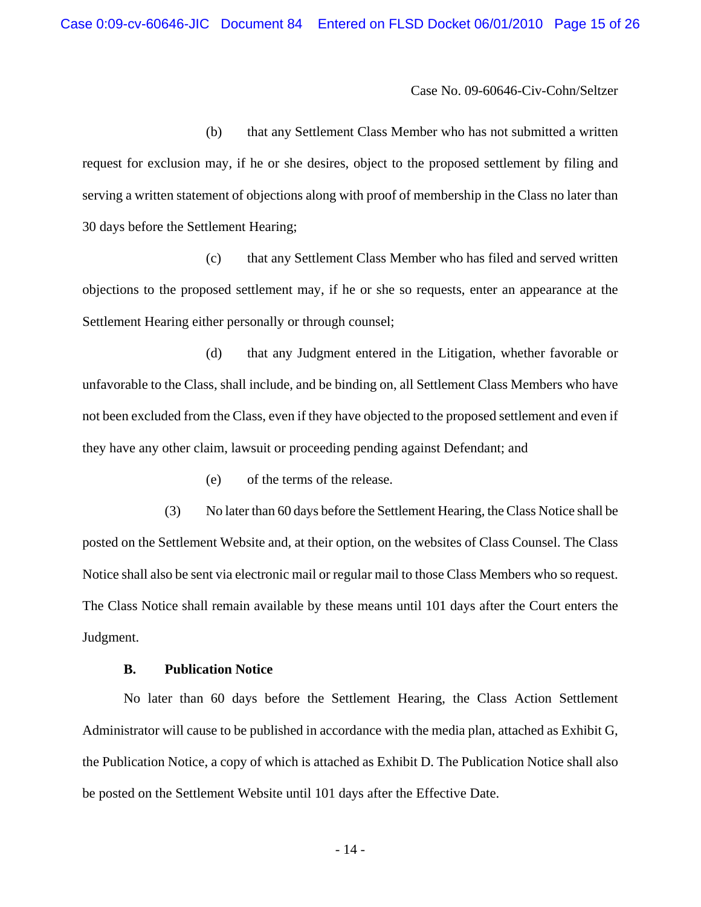Case No. 09-60646-Civ-Cohn/Seltzer

(b) that any Settlement Class Member who has not submitted a written request for exclusion may, if he or she desires, object to the proposed settlement by filing and serving a written statement of objections along with proof of membership in the Class no later than 30 days before the Settlement Hearing;

(c) that any Settlement Class Member who has filed and served written objections to the proposed settlement may, if he or she so requests, enter an appearance at the Settlement Hearing either personally or through counsel;

(d) that any Judgment entered in the Litigation, whether favorable or unfavorable to the Class, shall include, and be binding on, all Settlement Class Members who have not been excluded from the Class, even if they have objected to the proposed settlement and even if they have any other claim, lawsuit or proceeding pending against Defendant; and

(e) of the terms of the release.

(3) No later than 60 days before the Settlement Hearing, the Class Notice shall be posted on the Settlement Website and, at their option, on the websites of Class Counsel. The Class Notice shall also be sent via electronic mail or regular mail to those Class Members who so request. The Class Notice shall remain available by these means until 101 days after the Court enters the Judgment.

**B. Publication Notice**

No later than 60 days before the Settlement Hearing, the Class Action Settlement Administrator will cause to be published in accordance with the media plan, attached as Exhibit G, the Publication Notice, a copy of which is attached as Exhibit D. The Publication Notice shall also be posted on the Settlement Website until 101 days after the Effective Date.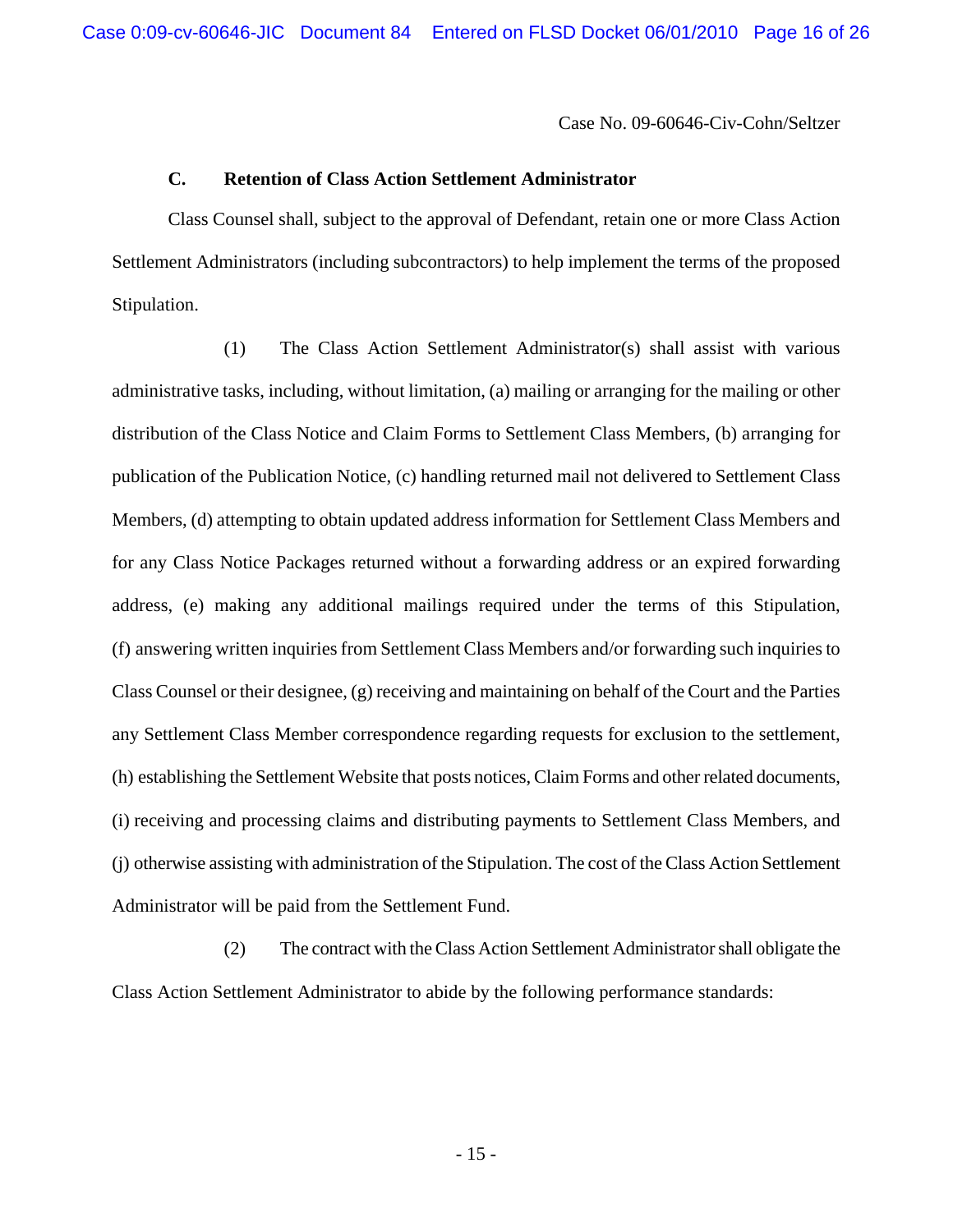Case No. 09-60646-Civ-Cohn/Seltzer

### C. Retention of Class Action Settlement Administrator

Class Counsel shall, subject to the approval of Defendant, retain one or more Class Action Settlement Administrators (including subcontractors) to help implement the terms of the proposed Stipulation.

(1) The Class Action Settlement Administrator(s) shall assist with various administrative tasks, including, without limitation, (a) mailing or arranging for the mailing or other distribution of the Class Notice and Claim Forms to Settlement Class Members, (b) arranging for publication of the Publication Notice, (c) handling returned mail not delivered to Settlement Class Members, (d) attempting to obtain updated address information for Settlement Class Members and for any Class Notice Packages returned without a forwarding address or an expired forwarding address, (e) making any additional mailings required under the terms of this Stipulation, (f) answering written inquiries from Settlement Class Members and/or forwarding such inquiries to Class Counsel or their designee, (g) receiving and maintaining on behalf of the Court and the Parties any Settlement Class Member correspondence regarding requests for exclusion to the settlement, (h) establishing the Settlement Website that posts notices, Claim Forms and other related documents, (i) receiving and processing claims and distributing payments to Settlement Class Members, and (j) otherwise assisting with administration of the Stipulation. The cost of the Class Action Settlement Administrator will be paid from the Settlement Fund.

(2) The contract with the Class Action Settlement Administrator shall obligate the Class Action Settlement Administrator to abide by the following performance standards: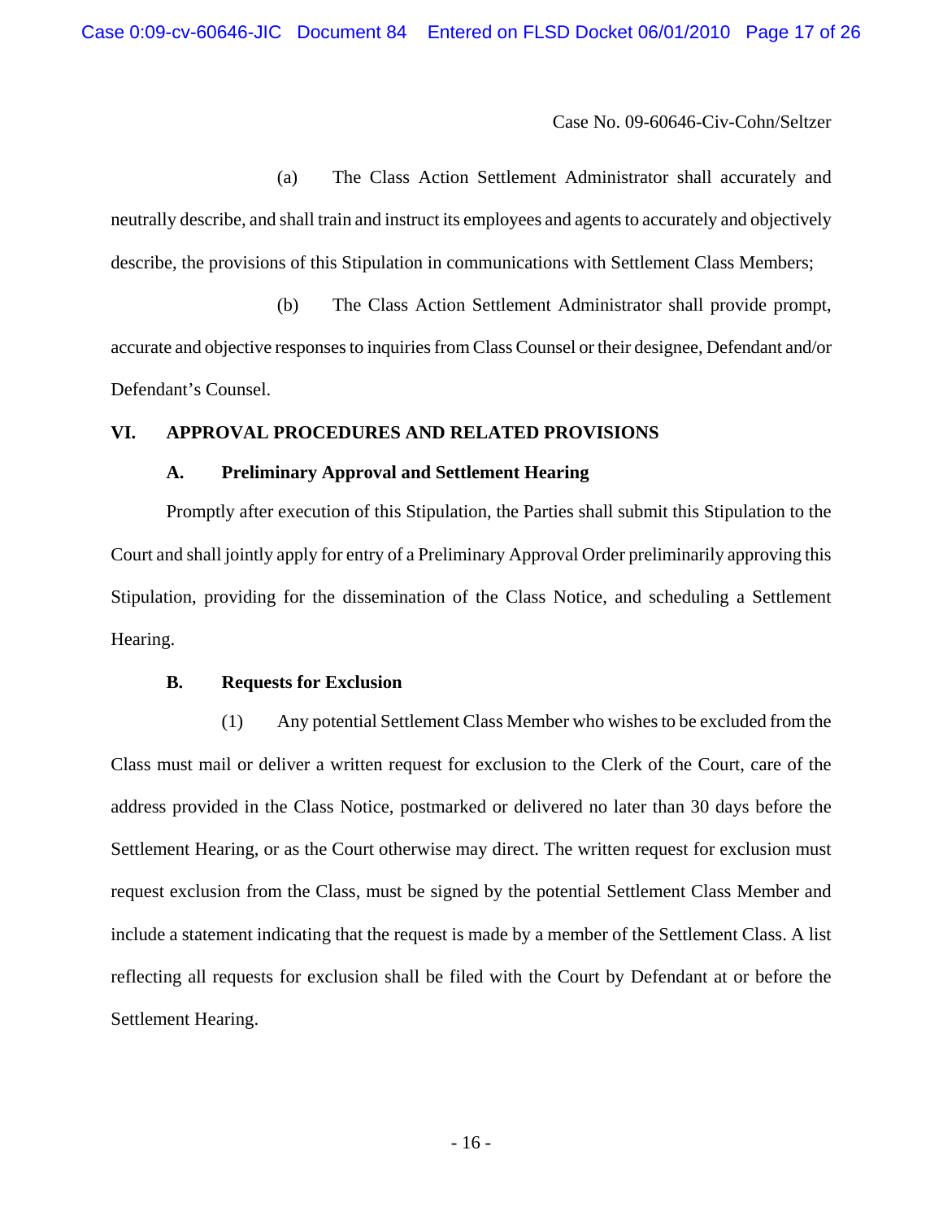(a) The Class Action Settlement Administrator shall accurately and neutrally describe, and shall train and instruct its employees and agents to accurately and objectively describe, the provisions of this Stipulation in communications with Settlement Class Members;

(b) The Class Action Settlement Administrator shall provide prompt, accurate and objective responses to inquiries from Class Counsel or their designee, Defendant and/or Defendant's Counsel.

## VI. APPROVAL PROCEDURES AND RELATED PROVISIONS

### A. Preliminary Approval and Settlement Hearing

Promptly after execution of this Stipulation, the Parties shall submit this Stipulation to the Court and shall jointly apply for entry of a Preliminary Approval Order preliminarily approving this Stipulation, providing for the dissemination of the Class Notice, and scheduling a Settlement Hearing.

### B. Requests for Exclusion

(1) Any potential Settlement Class Member who wishes to be excluded from the Class must mail or deliver a written request for exclusion to the Clerk of the Court, care of the address provided in the Class Notice, postmarked or delivered no later than 30 days before the Settlement Hearing, or as the Court otherwise may direct. The written request for exclusion must request exclusion from the Class, must be signed by the potential Settlement Class Member and include a statement indicating that the request is made by a member of the Settlement Class. A list reflecting all requests for exclusion shall be filed with the Court by Defendant at or before the Settlement Hearing.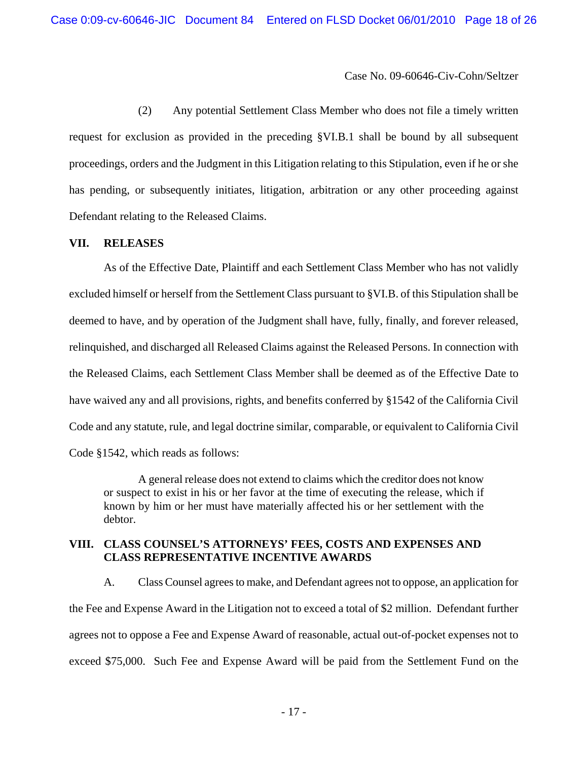(2) Any potential Settlement Class Member who does not file a timely written request for exclusion as provided in the preceding §VI.B.1 shall be bound by all subsequent proceedings, orders and the Judgment in this Litigation relating to this Stipulation, even if he or she has pending, or subsequently initiates, litigation, arbitration or any other proceeding against Defendant relating to the Released Claims.

## VII. RELEASES

As of the Effective Date, Plaintiff and each Settlement Class Member who has not validly excluded himself or herself from the Settlement Class pursuant to §VI.B. of this Stipulation shall be deemed to have, and by operation of the Judgment shall have, fully, finally, and forever released, relinquished, and discharged all Released Claims against the Released Persons. In connection with the Released Claims, each Settlement Class Member shall be deemed as of the Effective Date to have waived any and all provisions, rights, and benefits conferred by §1542 of the California Civil Code and any statute, rule, and legal doctrine similar, comparable, or equivalent to California Civil Code §1542, which reads as follows:

> A general release does not extend to claims which the creditor does not know or suspect to exist in his or her favor at the time of executing the release, which if known by him or her must have materially affected his or her settlement with the debtor.

## VIII. CLASS COUNSEL'S ATTORNEYS' FEES, COSTS AND EXPENSES AND CLASS REPRESENTATIVE INCENTIVE AWARDS

A. Class Counsel agrees to make, and Defendant agrees not to oppose, an application for the Fee and Expense Award in the Litigation not to exceed a total of $2 million. Defendant further agrees not to oppose a Fee and Expense Award of reasonable, actual out-of-pocket expenses not to exceed $75,000. Such Fee and Expense Award will be paid from the Settlement Fund on the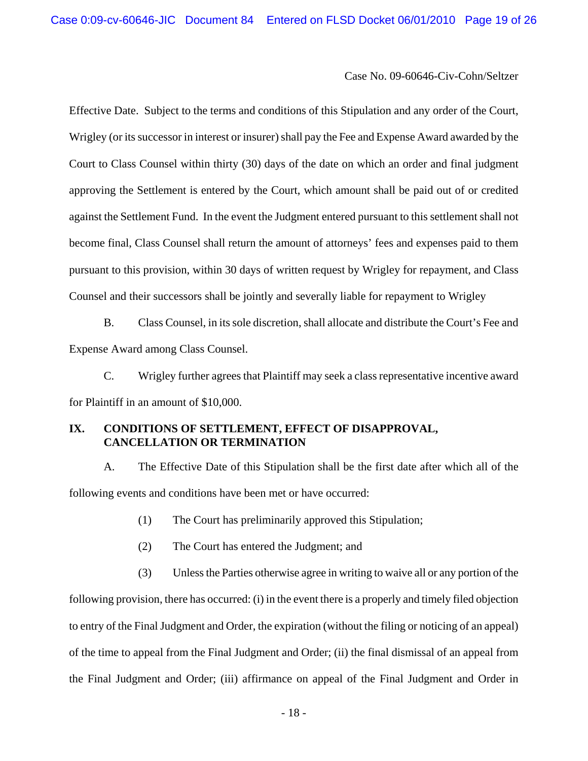Effective Date. Subject to the terms and conditions of this Stipulation and any order of the Court, Wrigley (or its successor in interest or insurer) shall pay the Fee and Expense Award awarded by the Court to Class Counsel within thirty (30) days of the date on which an order and final judgment approving the Settlement is entered by the Court, which amount shall be paid out of or credited against the Settlement Fund. In the event the Judgment entered pursuant to this settlement shall not become final, Class Counsel shall return the amount of attorneys' fees and expenses paid to them pursuant to this provision, within 30 days of written request by Wrigley for repayment, and Class Counsel and their successors shall be jointly and severally liable for repayment to Wrigley

B. Class Counsel, in its sole discretion, shall allocate and distribute the Court's Fee and Expense Award among Class Counsel.

C. Wrigley further agrees that Plaintiff may seek a class representative incentive award for Plaintiff in an amount of $10,000.

## IX. CONDITIONS OF SETTLEMENT, EFFECT OF DISAPPROVAL, CANCELLATION OR TERMINATION

A. The Effective Date of this Stipulation shall be the first date after which all of the following events and conditions have been met or have occurred:

(1) The Court has preliminarily approved this Stipulation;

(2) The Court has entered the Judgment; and

(3) Unless the Parties otherwise agree in writing to waive all or any portion of the following provision, there has occurred: (i) in the event there is a properly and timely filed objection to entry of the Final Judgment and Order, the expiration (without the filing or noticing of an appeal) of the time to appeal from the Final Judgment and Order; (ii) the final dismissal of an appeal from the Final Judgment and Order; (iii) affirmance on appeal of the Final Judgment and Order in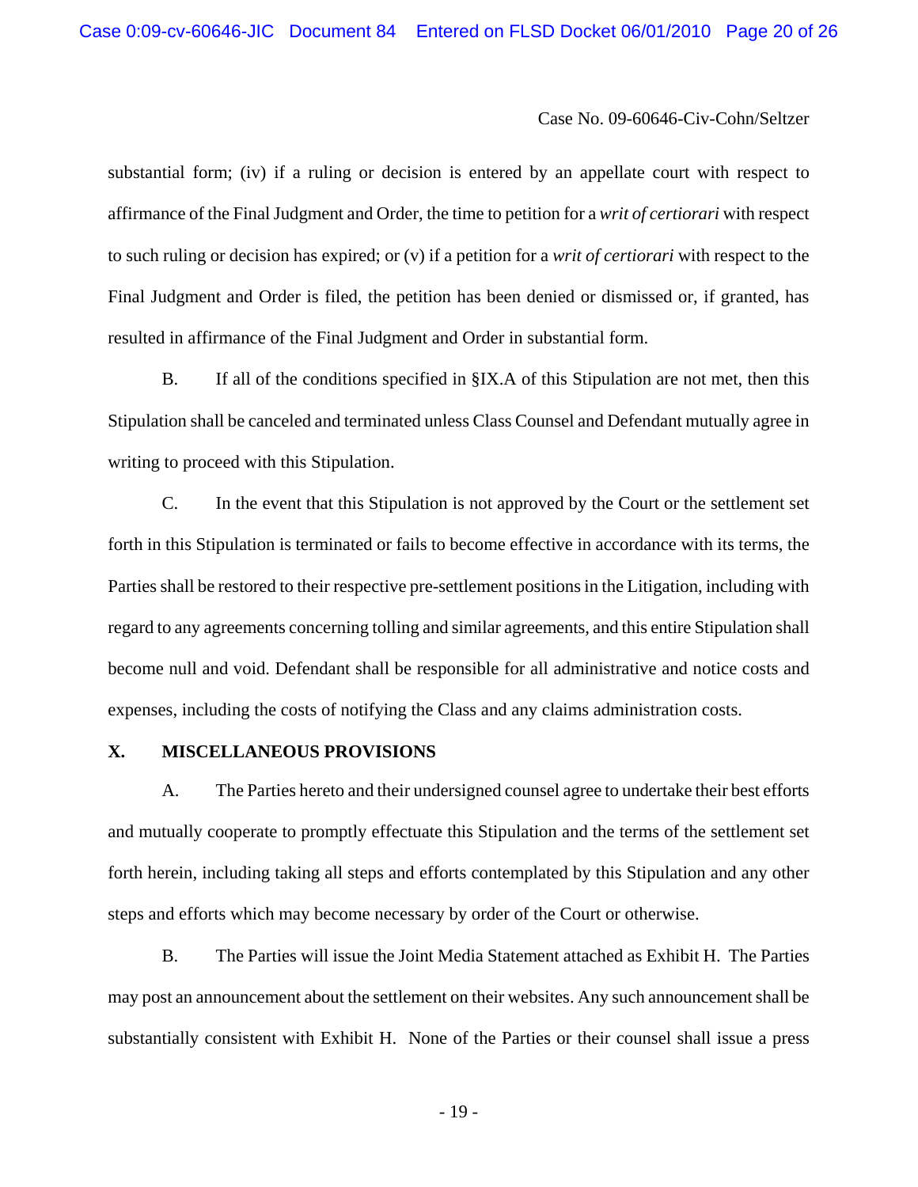substantial form; (iv) if a ruling or decision is entered by an appellate court with respect to affirmance of the Final Judgment and Order, the time to petition for a *writ of certiorari* with respect to such ruling or decision has expired; or (v) if a petition for a *writ of certiorari* with respect to the Final Judgment and Order is filed, the petition has been denied or dismissed or, if granted, has resulted in affirmance of the Final Judgment and Order in substantial form.

B. If all of the conditions specified in §IX.A of this Stipulation are not met, then this Stipulation shall be canceled and terminated unless Class Counsel and Defendant mutually agree in writing to proceed with this Stipulation.

C. In the event that this Stipulation is not approved by the Court or the settlement set forth in this Stipulation is terminated or fails to become effective in accordance with its terms, the Parties shall be restored to their respective pre-settlement positions in the Litigation, including with regard to any agreements concerning tolling and similar agreements, and this entire Stipulation shall become null and void. Defendant shall be responsible for all administrative and notice costs and expenses, including the costs of notifying the Class and any claims administration costs.

## X. MISCELLANEOUS PROVISIONS

A. The Parties hereto and their undersigned counsel agree to undertake their best efforts and mutually cooperate to promptly effectuate this Stipulation and the terms of the settlement set forth herein, including taking all steps and efforts contemplated by this Stipulation and any other steps and efforts which may become necessary by order of the Court or otherwise.

B. The Parties will issue the Joint Media Statement attached as Exhibit H. The Parties may post an announcement about the settlement on their websites. Any such announcement shall be substantially consistent with Exhibit H. None of the Parties or their counsel shall issue a press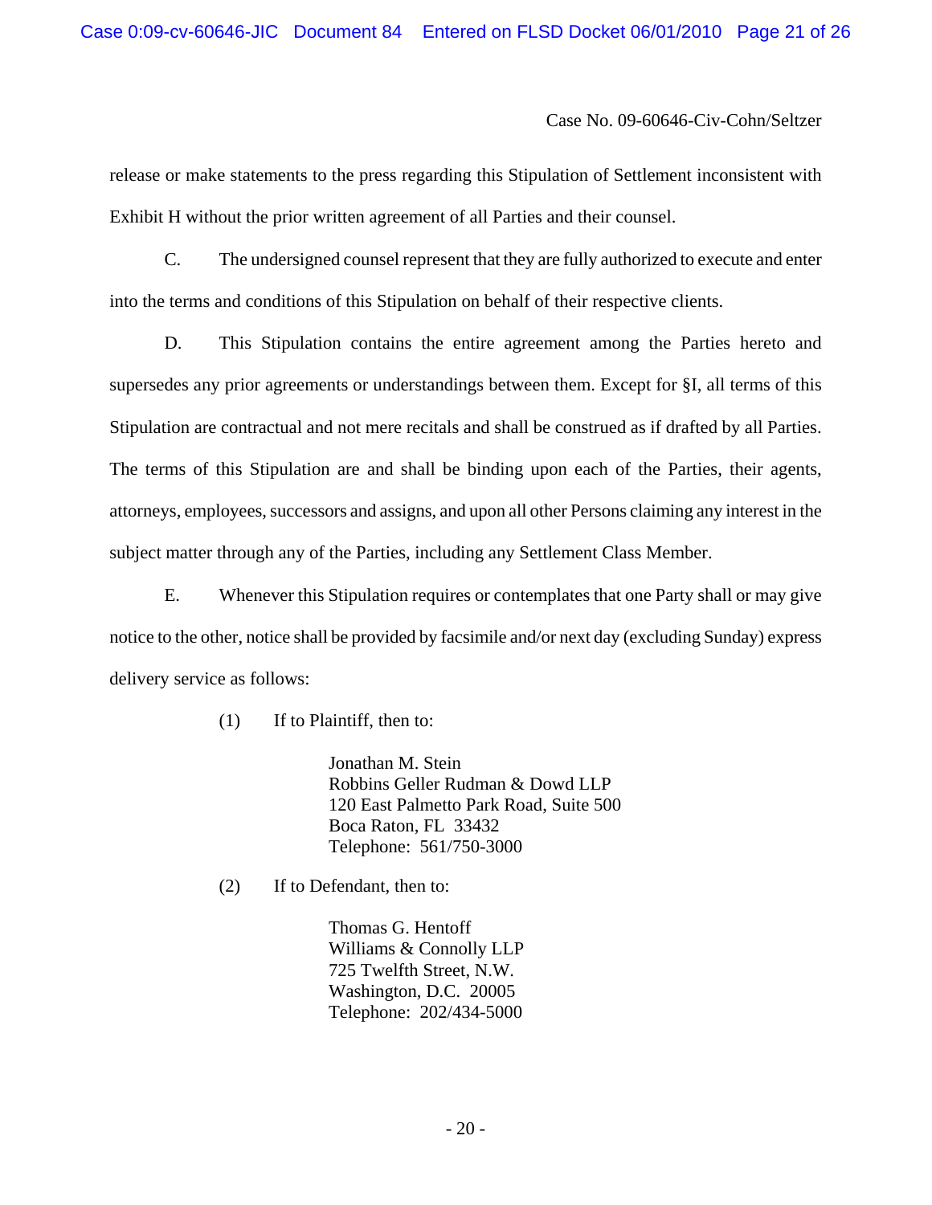release or make statements to the press regarding this Stipulation of Settlement inconsistent with Exhibit H without the prior written agreement of all Parties and their counsel.

C. The undersigned counsel represent that they are fully authorized to execute and enter into the terms and conditions of this Stipulation on behalf of their respective clients.

D. This Stipulation contains the entire agreement among the Parties hereto and supersedes any prior agreements or understandings between them. Except for §I, all terms of this Stipulation are contractual and not mere recitals and shall be construed as if drafted by all Parties. The terms of this Stipulation are and shall be binding upon each of the Parties, their agents, attorneys, employees, successors and assigns, and upon all other Persons claiming any interest in the subject matter through any of the Parties, including any Settlement Class Member.

E. Whenever this Stipulation requires or contemplates that one Party shall or may give notice to the other, notice shall be provided by facsimile and/or next day (excluding Sunday) express delivery service as follows:

(1) If to Plaintiff, then to:

Jonathan M. Stein
Robbins Geller Rudman & Dowd LLP
120 East Palmetto Park Road, Suite 500
Boca Raton, FL 33432
Telephone: 561/750-3000

(2) If to Defendant, then to:

Thomas G. Hentoff
Williams & Connolly LLP
725 Twelfth Street, N.W.
Washington, D.C. 20005
Telephone: 202/434-5000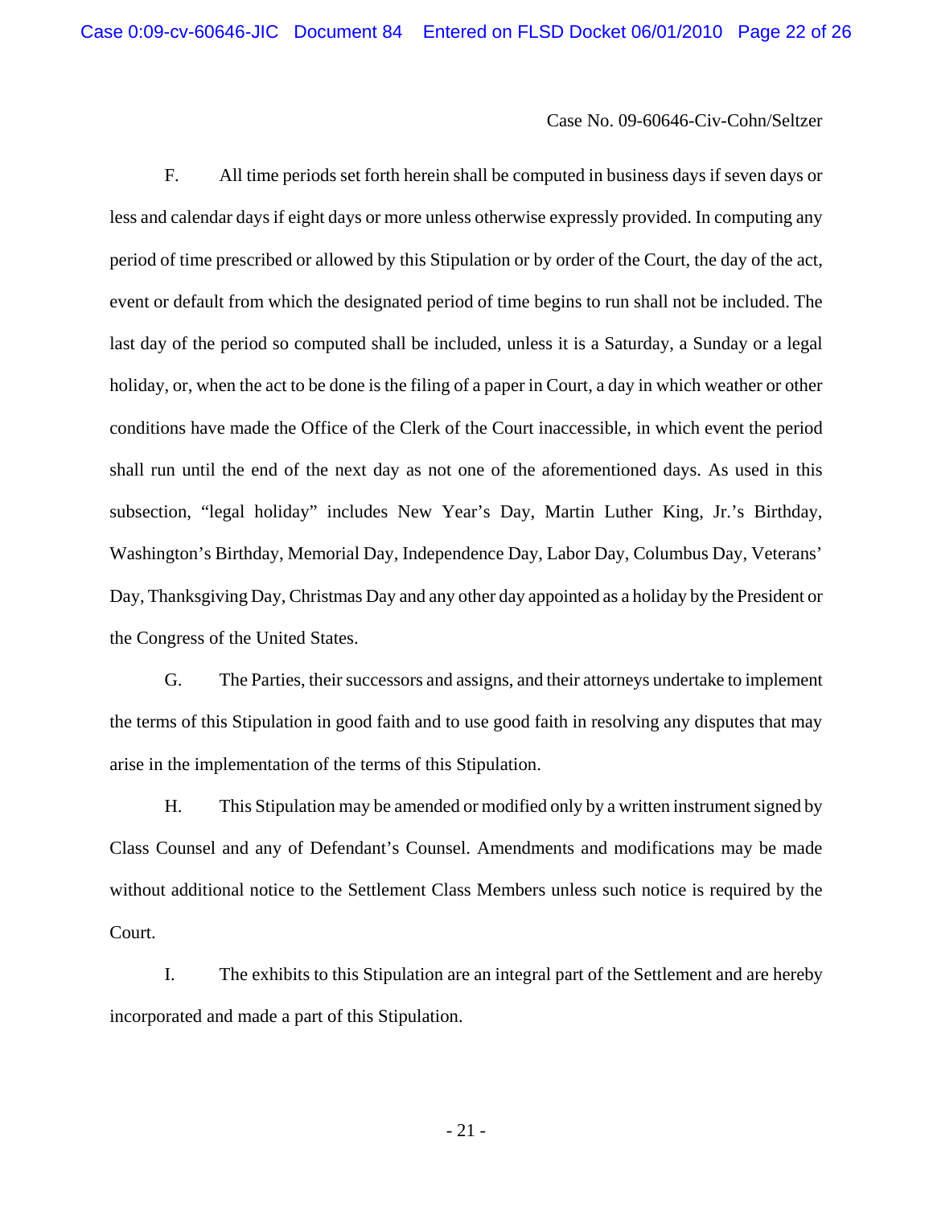F. All time periods set forth herein shall be computed in business days if seven days or less and calendar days if eight days or more unless otherwise expressly provided. In computing any period of time prescribed or allowed by this Stipulation or by order of the Court, the day of the act, event or default from which the designated period of time begins to run shall not be included. The last day of the period so computed shall be included, unless it is a Saturday, a Sunday or a legal holiday, or, when the act to be done is the filing of a paper in Court, a day in which weather or other conditions have made the Office of the Clerk of the Court inaccessible, in which event the period shall run until the end of the next day as not one of the aforementioned days. As used in this subsection, "legal holiday" includes New Year's Day, Martin Luther King, Jr.'s Birthday, Washington's Birthday, Memorial Day, Independence Day, Labor Day, Columbus Day, Veterans' Day, Thanksgiving Day, Christmas Day and any other day appointed as a holiday by the President or the Congress of the United States.

G. The Parties, their successors and assigns, and their attorneys undertake to implement the terms of this Stipulation in good faith and to use good faith in resolving any disputes that may arise in the implementation of the terms of this Stipulation.

H. This Stipulation may be amended or modified only by a written instrument signed by Class Counsel and any of Defendant's Counsel. Amendments and modifications may be made without additional notice to the Settlement Class Members unless such notice is required by the Court.

I. The exhibits to this Stipulation are an integral part of the Settlement and are hereby incorporated and made a part of this Stipulation.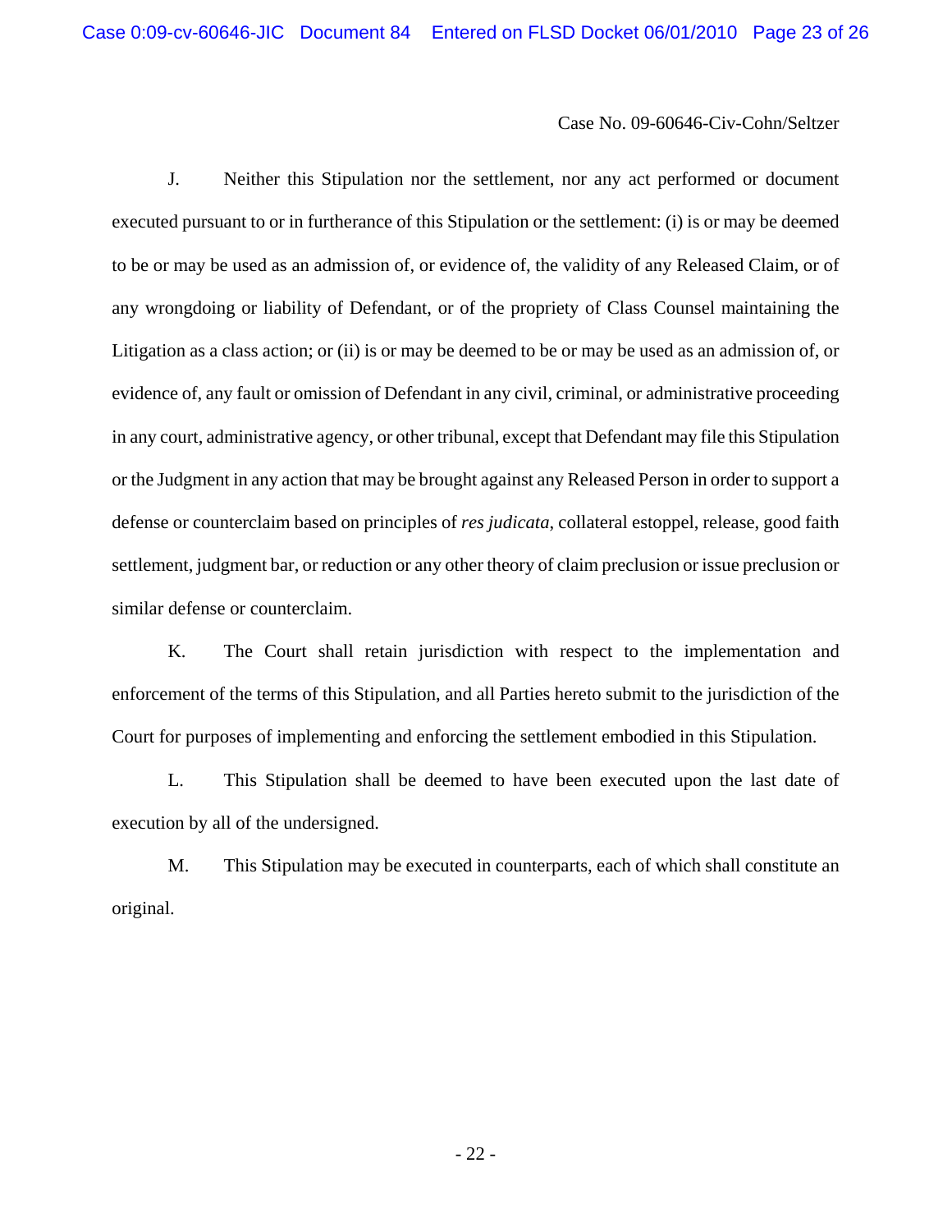J. Neither this Stipulation nor the settlement, nor any act performed or document executed pursuant to or in furtherance of this Stipulation or the settlement: (i) is or may be deemed to be or may be used as an admission of, or evidence of, the validity of any Released Claim, or of any wrongdoing or liability of Defendant, or of the propriety of Class Counsel maintaining the Litigation as a class action; or (ii) is or may be deemed to be or may be used as an admission of, or evidence of, any fault or omission of Defendant in any civil, criminal, or administrative proceeding in any court, administrative agency, or other tribunal, except that Defendant may file this Stipulation or the Judgment in any action that may be brought against any Released Person in order to support a defense or counterclaim based on principles of *res judicata*, collateral estoppel, release, good faith settlement, judgment bar, or reduction or any other theory of claim preclusion or issue preclusion or similar defense or counterclaim.

K. The Court shall retain jurisdiction with respect to the implementation and enforcement of the terms of this Stipulation, and all Parties hereto submit to the jurisdiction of the Court for purposes of implementing and enforcing the settlement embodied in this Stipulation.

L. This Stipulation shall be deemed to have been executed upon the last date of execution by all of the undersigned.

M. This Stipulation may be executed in counterparts, each of which shall constitute an original.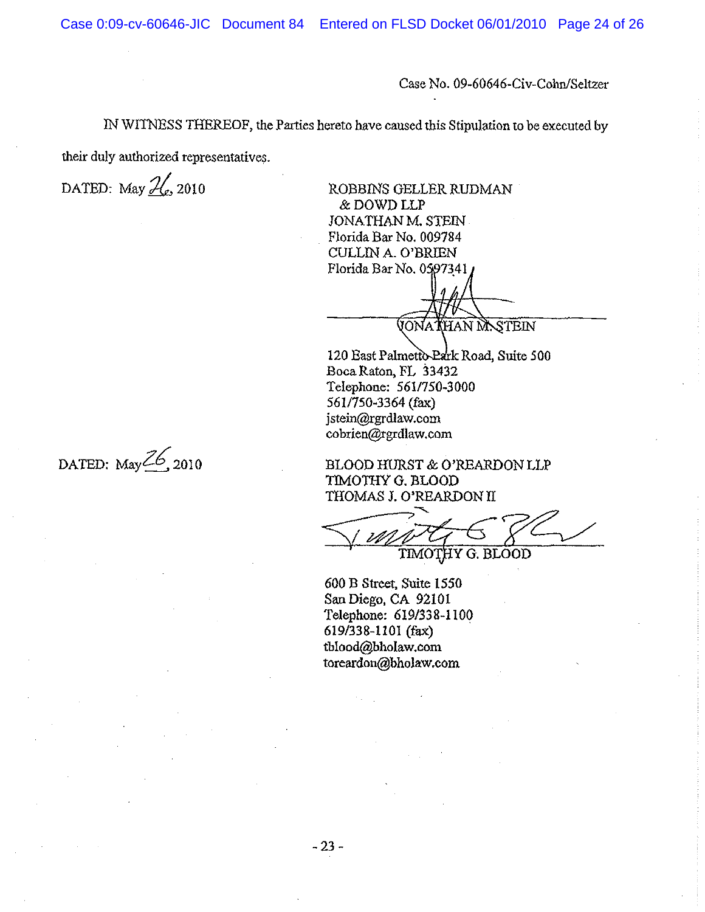Case No. 09-60646-Civ-Cohn/Seltzer

IN WITNESS THEREOF, the Parties hereto have caused this Stipulation to be executed by their duly authorized representatives.

DATED: May 26, 2010

ROBBINS GELLER RUDMAN
& DOWD LLP
JONATHAN M. STEIN
Florida Bar No. 009784
CULLIN A. O'BRIEN
Florida Bar No. 0597341

JONATHAN M. STEIN

120 East Palmetto Park Road, Suite 500
Boca Raton, FL 33432
Telephone: 561/750-3000
561/750-3364 (fax)
jstein@rgrdlaw.com
cobrien@rgrdlaw.com

DATED: May 26, 2010

BLOOD HURST & O'REARDON LLP
TIMOTHY G. BLOOD
THOMAS J. O'REARDON II

TIMOTHY G. BLOOD

600 B Street, Suite 1550
San Diego, CA 92101
Telephone: 619/338-1100
619/338-1101 (fax)
tblood@bholaw.com
toreardon@bholaw.com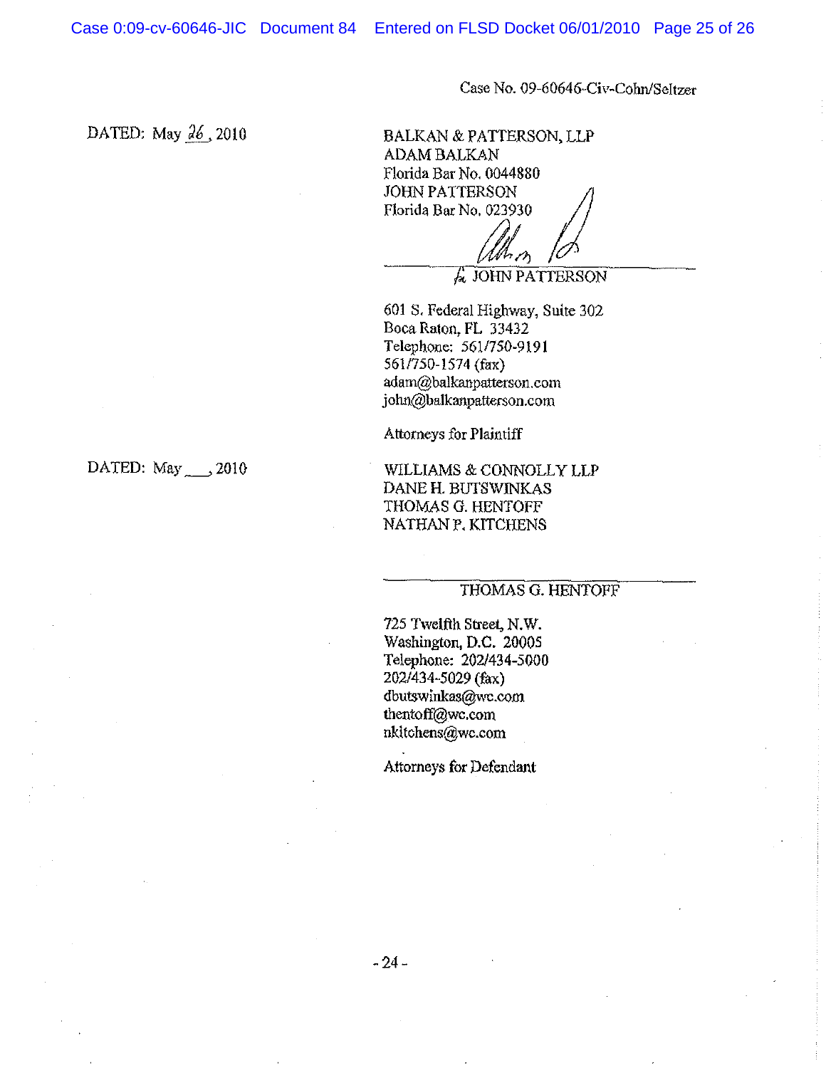Case No. 09-60646-Civ-Cohn/Seltzer

DATED: May 26, 2010

BALKAN & PATTERSON, LLP
ADAM BALKAN
Florida Bar No. 0044880
JOHN PATTERSON
Florida Bar No. 023930

_______________________________
fa JOHN PATTERSON

601 S. Federal Highway, Suite 302
Boca Raton, FL 33432
Telephone: 561/750-9191
561/750-1574 (fax)
adam@balkanpatterson.com
john@balkanpatterson.com

Attorneys for Plaintiff

DATED: May ___, 2010

WILLIAMS & CONNOLLY LLP
DANE H. BUTSWINKAS
THOMAS G. HENTOFF
NATHAN P. KITCHENS

_______________________________
THOMAS G. HENTOFF

725 Twelfth Street, N.W.
Washington, D.C. 20005
Telephone: 202/434-5000
202/434-5029 (fax)
dbutswinkas@wc.com
thentoff@wc.com
nkitchens@wc.com

Attorneys for Defendant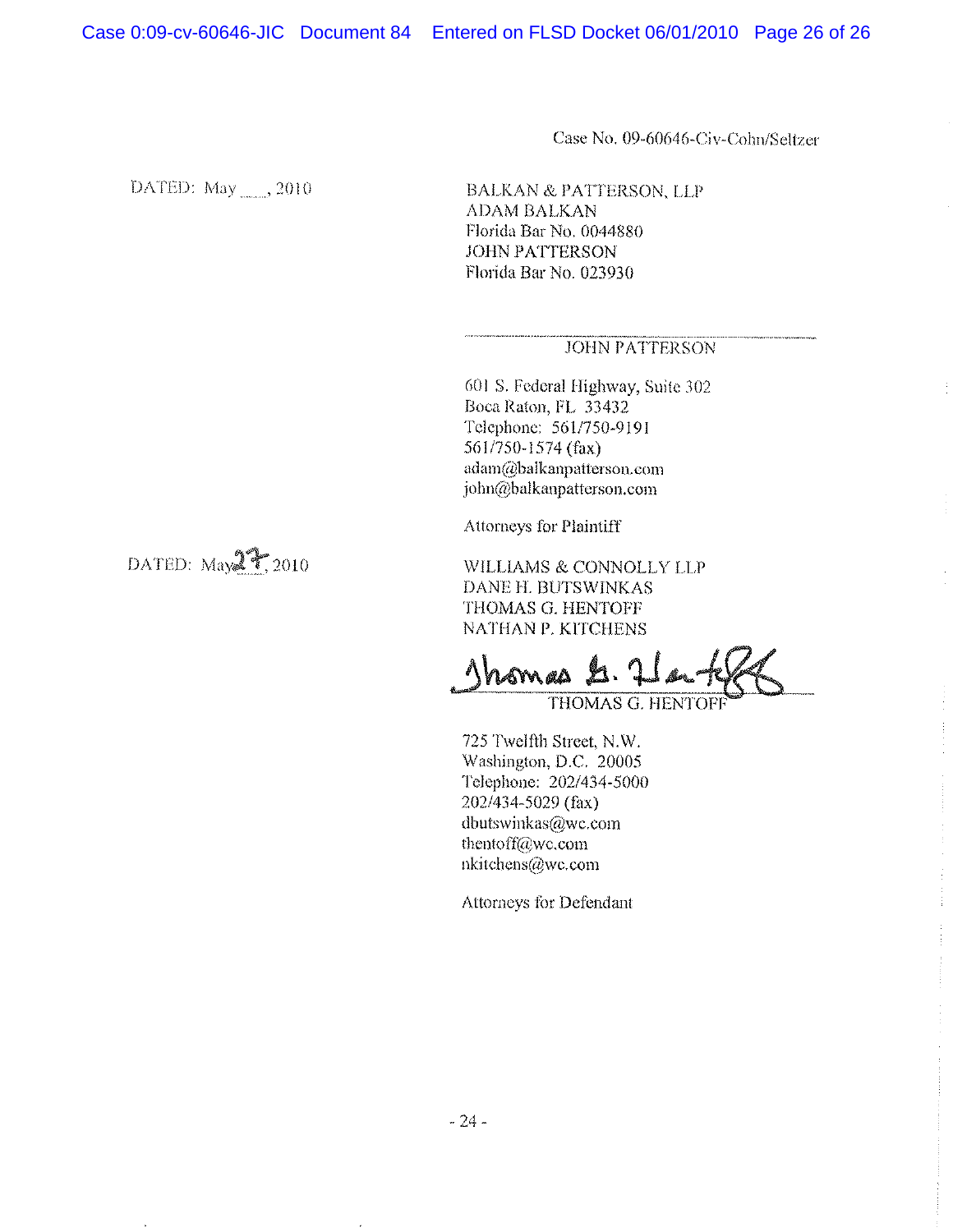Case No. 09-60646-Civ-Cohn/Seltzer

DATED: May ___, 2010

BALKAN & PATTERSON, LLP
ADAM BALKAN
Florida Bar No. 0044880
JOHN PATTERSON
Florida Bar No. 023930

\_\_\_\_\_\_\_\_\_\_\_\_\_\_\_\_\_\_\_\_\_\_\_\_\_\_\_\_\_\_\_\_\_\_\_\_
JOHN PATTERSON

601 S. Federal Highway, Suite 302
Boca Raton, FL 33432
Telephone: 561/750-9191
561/750-1574 (fax)
adam@balkanpatterson.com
john@balkanpatterson.com

Attorneys for Plaintiff

DATED: May 27, 2010

WILLIAMS & CONNOLLY LLP
DANE H. BUTSWINKAS
THOMAS G. HENTOFF
NATHAN P. KITCHENS

Thomas G. Hentoff
THOMAS G. HENTOFF

725 Twelfth Street, N.W.
Washington, D.C. 20005
Telephone: 202/434-5000
202/434-5029 (fax)
dbutswinkas@wc.com
thentoff@wc.com
nkitchens@wc.com

Attorneys for Defendant